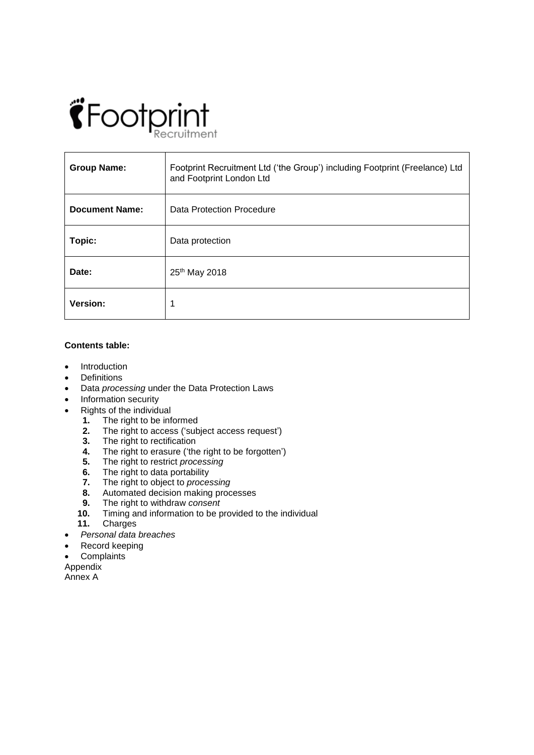Footprint Recruitment

| **Group Name:** | Footprint Recruitment Ltd ('the Group') including Footprint (Freelance) Ltd and Footprint London Ltd |
|---|---|
| **Document Name:** | Data Protection Procedure |
| **Topic:** | Data protection |
| **Date:** | 25th May 2018 |
| **Version:** | 1 |

**Contents table:**

- Introduction
- Definitions
- Data *processing* under the Data Protection Laws
- Information security
- Rights of the individual
  1. The right to be informed
  2. The right to access ('subject access request')
  3. The right to rectification
  4. The right to erasure ('the right to be forgotten')
  5. The right to restrict *processing*
  6. The right to data portability
  7. The right to object to *processing*
  8. Automated decision making processes
  9. The right to withdraw *consent*
  10. Timing and information to be provided to the individual
  11. Charges
- *Personal data breaches*
- Record keeping
- Complaints

Appendix
Annex A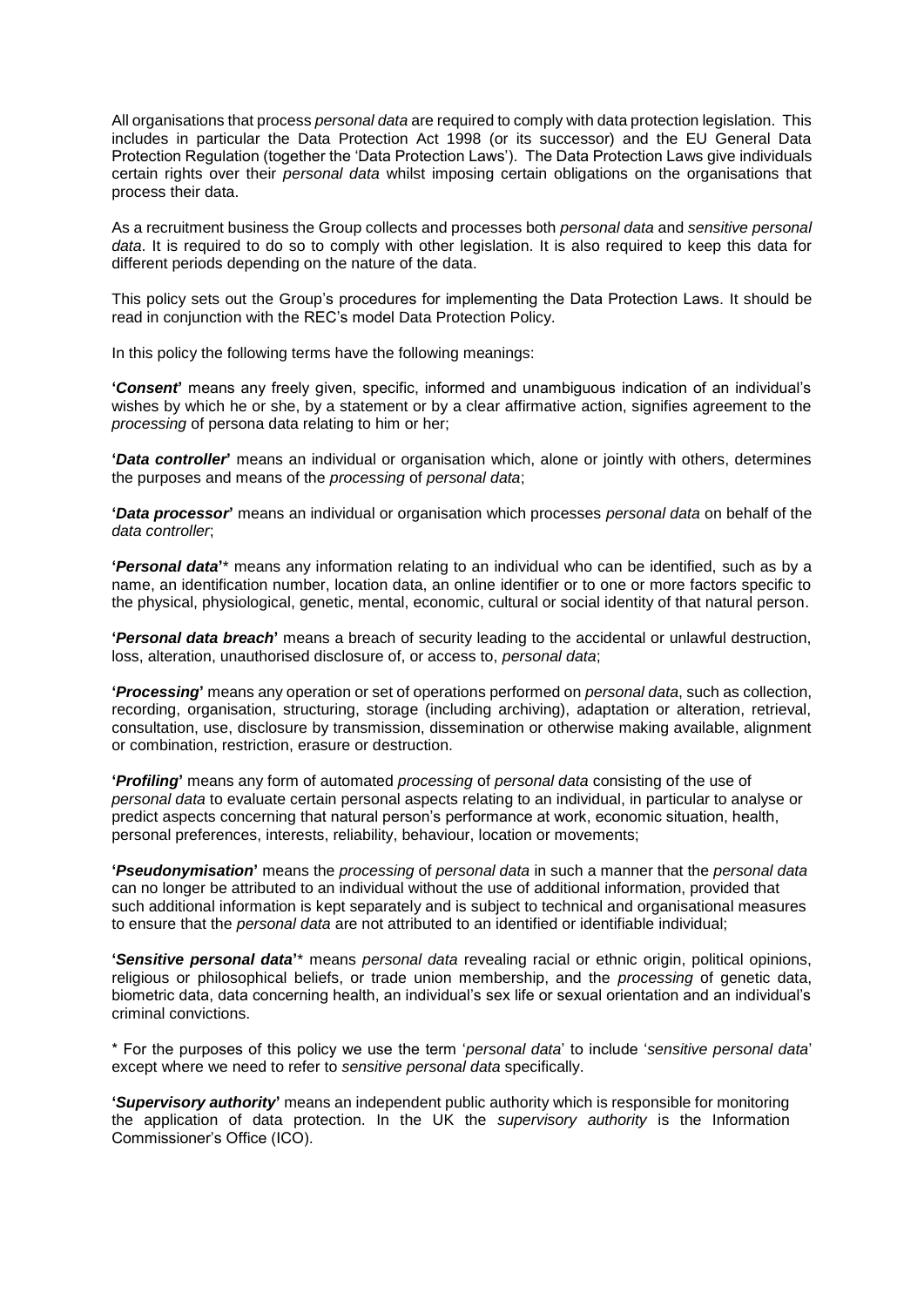All organisations that process *personal data* are required to comply with data protection legislation. This includes in particular the Data Protection Act 1998 (or its successor) and the EU General Data Protection Regulation (together the 'Data Protection Laws'). The Data Protection Laws give individuals certain rights over their *personal data* whilst imposing certain obligations on the organisations that process their data.

As a recruitment business the Group collects and processes both *personal data* and *sensitive personal data*. It is required to do so to comply with other legislation. It is also required to keep this data for different periods depending on the nature of the data.

This policy sets out the Group's procedures for implementing the Data Protection Laws. It should be read in conjunction with the REC's model Data Protection Policy.

In this policy the following terms have the following meanings:

**'*Consent*'** means any freely given, specific, informed and unambiguous indication of an individual's wishes by which he or she, by a statement or by a clear affirmative action, signifies agreement to the *processing* of persona data relating to him or her;

**'*Data controller*'** means an individual or organisation which, alone or jointly with others, determines the purposes and means of the *processing* of *personal data*;

**'*Data processor*'** means an individual or organisation which processes *personal data* on behalf of the *data controller*;

**'*Personal data*'**\* means any information relating to an individual who can be identified, such as by a name, an identification number, location data, an online identifier or to one or more factors specific to the physical, physiological, genetic, mental, economic, cultural or social identity of that natural person.

**'*Personal data breach*'** means a breach of security leading to the accidental or unlawful destruction, loss, alteration, unauthorised disclosure of, or access to, *personal data*;

**'*Processing*'** means any operation or set of operations performed on *personal data*, such as collection, recording, organisation, structuring, storage (including archiving), adaptation or alteration, retrieval, consultation, use, disclosure by transmission, dissemination or otherwise making available, alignment or combination, restriction, erasure or destruction.

**'*Profiling*'** means any form of automated *processing* of *personal data* consisting of the use of *personal data* to evaluate certain personal aspects relating to an individual, in particular to analyse or predict aspects concerning that natural person's performance at work, economic situation, health, personal preferences, interests, reliability, behaviour, location or movements;

**'*Pseudonymisation*'** means the *processing* of *personal data* in such a manner that the *personal data* can no longer be attributed to an individual without the use of additional information, provided that such additional information is kept separately and is subject to technical and organisational measures to ensure that the *personal data* are not attributed to an identified or identifiable individual;

**'*Sensitive personal data*'**\* means *personal data* revealing racial or ethnic origin, political opinions, religious or philosophical beliefs, or trade union membership, and the *processing* of genetic data, biometric data, data concerning health, an individual's sex life or sexual orientation and an individual's criminal convictions.

\* For the purposes of this policy we use the term '*personal data*' to include '*sensitive personal data*' except where we need to refer to *sensitive personal data* specifically.

**'*Supervisory authority*'** means an independent public authority which is responsible for monitoring the application of data protection. In the UK the *supervisory authority* is the Information Commissioner's Office (ICO).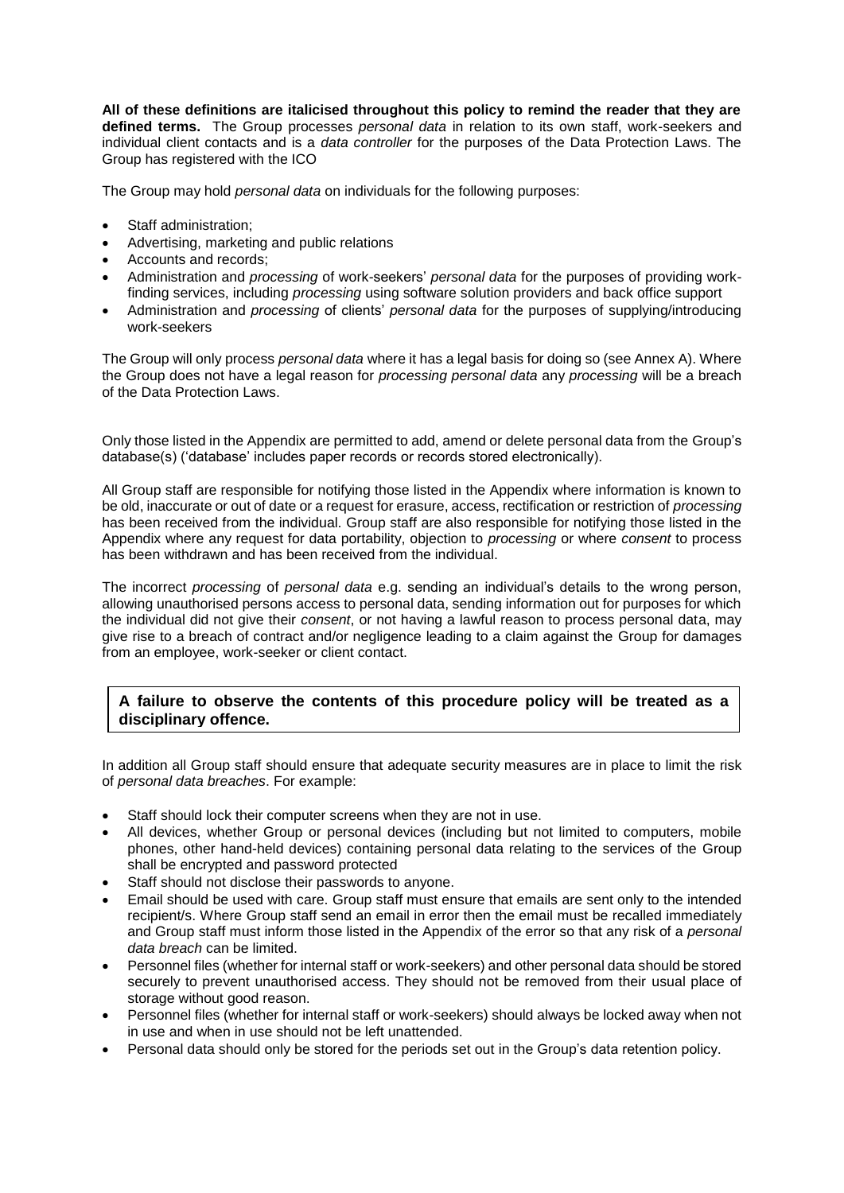**All of these definitions are italicised throughout this policy to remind the reader that they are defined terms.** The Group processes *personal data* in relation to its own staff, work-seekers and individual client contacts and is a *data controller* for the purposes of the Data Protection Laws. The Group has registered with the ICO

The Group may hold *personal data* on individuals for the following purposes:

- Staff administration;
- Advertising, marketing and public relations
- Accounts and records;
- Administration and *processing* of work-seekers' *personal data* for the purposes of providing work-finding services, including *processing* using software solution providers and back office support
- Administration and *processing* of clients' *personal data* for the purposes of supplying/introducing work-seekers

The Group will only process *personal data* where it has a legal basis for doing so (see Annex A). Where the Group does not have a legal reason for *processing personal data* any *processing* will be a breach of the Data Protection Laws.

Only those listed in the Appendix are permitted to add, amend or delete personal data from the Group's database(s) ('database' includes paper records or records stored electronically).

All Group staff are responsible for notifying those listed in the Appendix where information is known to be old, inaccurate or out of date or a request for erasure, access, rectification or restriction of *processing* has been received from the individual. Group staff are also responsible for notifying those listed in the Appendix where any request for data portability, objection to *processing* or where *consent* to process has been withdrawn and has been received from the individual.

The incorrect *processing* of *personal data* e.g. sending an individual's details to the wrong person, allowing unauthorised persons access to personal data, sending information out for purposes for which the individual did not give their *consent*, or not having a lawful reason to process personal data, may give rise to a breach of contract and/or negligence leading to a claim against the Group for damages from an employee, work-seeker or client contact.

**A failure to observe the contents of this procedure policy will be treated as a disciplinary offence.**

In addition all Group staff should ensure that adequate security measures are in place to limit the risk of *personal data breaches*. For example:

- Staff should lock their computer screens when they are not in use.
- All devices, whether Group or personal devices (including but not limited to computers, mobile phones, other hand-held devices) containing personal data relating to the services of the Group shall be encrypted and password protected
- Staff should not disclose their passwords to anyone.
- Email should be used with care. Group staff must ensure that emails are sent only to the intended recipient/s. Where Group staff send an email in error then the email must be recalled immediately and Group staff must inform those listed in the Appendix of the error so that any risk of a *personal data breach* can be limited.
- Personnel files (whether for internal staff or work-seekers) and other personal data should be stored securely to prevent unauthorised access. They should not be removed from their usual place of storage without good reason.
- Personnel files (whether for internal staff or work-seekers) should always be locked away when not in use and when in use should not be left unattended.
- Personal data should only be stored for the periods set out in the Group's data retention policy.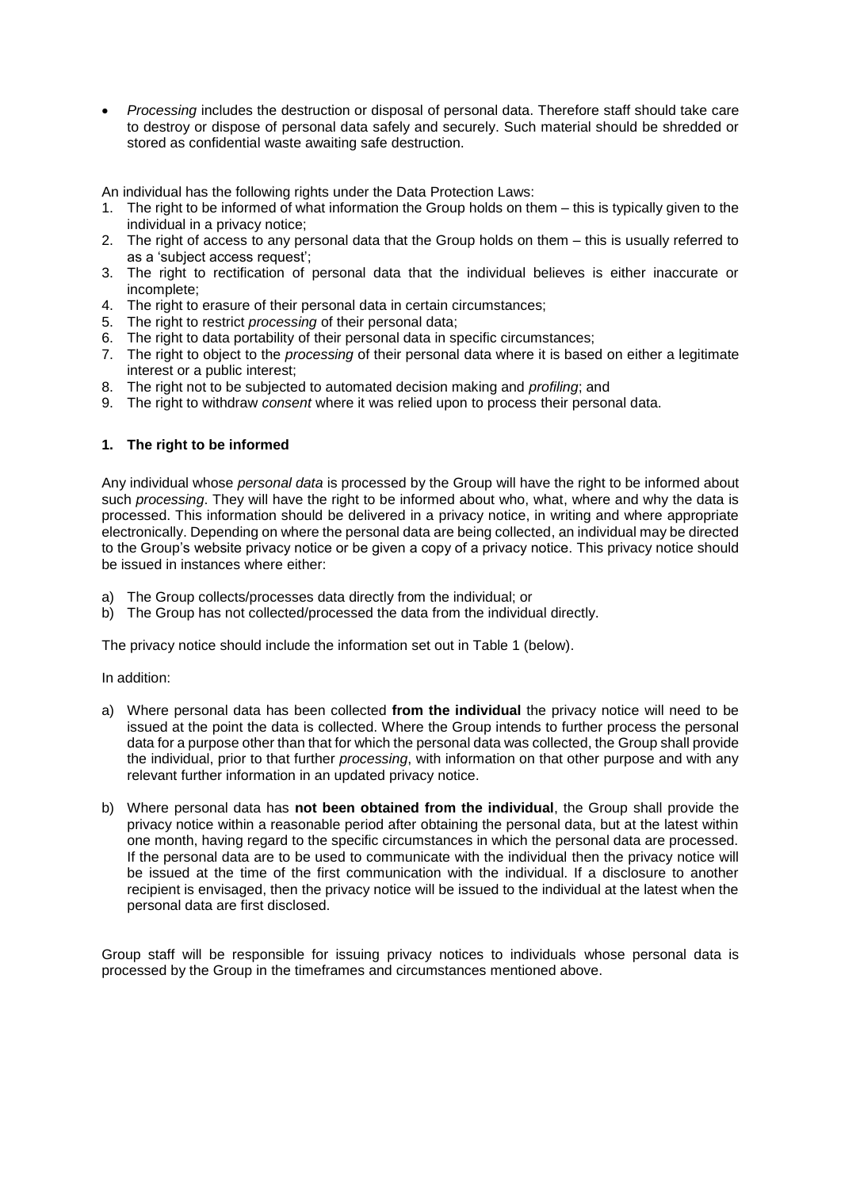- *Processing* includes the destruction or disposal of personal data. Therefore staff should take care to destroy or dispose of personal data safely and securely. Such material should be shredded or stored as confidential waste awaiting safe destruction.

An individual has the following rights under the Data Protection Laws:

1. The right to be informed of what information the Group holds on them – this is typically given to the individual in a privacy notice;
2. The right of access to any personal data that the Group holds on them – this is usually referred to as a 'subject access request';
3. The right to rectification of personal data that the individual believes is either inaccurate or incomplete;
4. The right to erasure of their personal data in certain circumstances;
5. The right to restrict *processing* of their personal data;
6. The right to data portability of their personal data in specific circumstances;
7. The right to object to the *processing* of their personal data where it is based on either a legitimate interest or a public interest;
8. The right not to be subjected to automated decision making and *profiling*; and
9. The right to withdraw *consent* where it was relied upon to process their personal data.

### 1. The right to be informed

Any individual whose *personal data* is processed by the Group will have the right to be informed about such *processing*. They will have the right to be informed about who, what, where and why the data is processed. This information should be delivered in a privacy notice, in writing and where appropriate electronically. Depending on where the personal data are being collected, an individual may be directed to the Group's website privacy notice or be given a copy of a privacy notice. This privacy notice should be issued in instances where either:

a) The Group collects/processes data directly from the individual; or
b) The Group has not collected/processed the data from the individual directly.

The privacy notice should include the information set out in Table 1 (below).

In addition:

a) Where personal data has been collected **from the individual** the privacy notice will need to be issued at the point the data is collected. Where the Group intends to further process the personal data for a purpose other than that for which the personal data was collected, the Group shall provide the individual, prior to that further *processing*, with information on that other purpose and with any relevant further information in an updated privacy notice.

b) Where personal data has **not been obtained from the individual**, the Group shall provide the privacy notice within a reasonable period after obtaining the personal data, but at the latest within one month, having regard to the specific circumstances in which the personal data are processed. If the personal data are to be used to communicate with the individual then the privacy notice will be issued at the time of the first communication with the individual. If a disclosure to another recipient is envisaged, then the privacy notice will be issued to the individual at the latest when the personal data are first disclosed.

Group staff will be responsible for issuing privacy notices to individuals whose personal data is processed by the Group in the timeframes and circumstances mentioned above.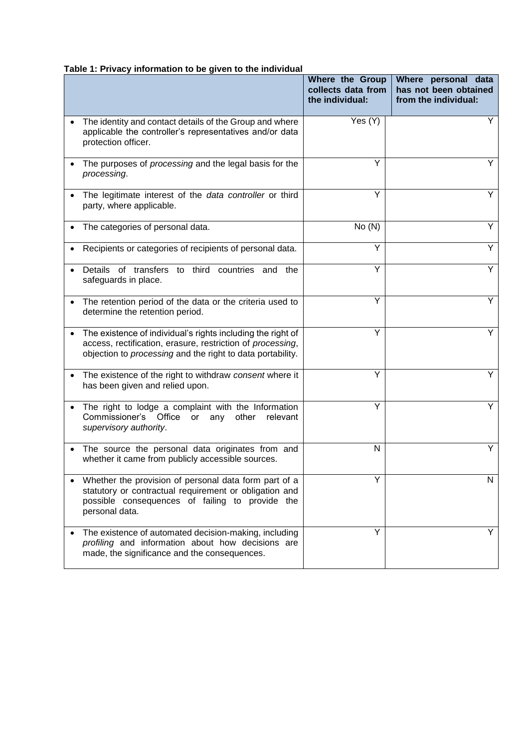**Table 1: Privacy information to be given to the individual**

| | Where the Group collects data from the individual: | Where personal data has not been obtained from the individual: |
|---|---|---|
| • The identity and contact details of the Group and where applicable the controller's representatives and/or data protection officer. | Yes (Y) | Y |
| • The purposes of *processing* and the legal basis for the *processing*. | Y | Y |
| • The legitimate interest of the *data controller* or third party, where applicable. | Y | Y |
| • The categories of personal data. | No (N) | Y |
| • Recipients or categories of recipients of personal data. | Y | Y |
| • Details of transfers to third countries and the safeguards in place. | Y | Y |
| • The retention period of the data or the criteria used to determine the retention period. | Y | Y |
| • The existence of individual's rights including the right of access, rectification, erasure, restriction of *processing*, objection to *processing* and the right to data portability. | Y | Y |
| • The existence of the right to withdraw *consent* where it has been given and relied upon. | Y | Y |
| • The right to lodge a complaint with the Information Commissioner's Office or any other relevant *supervisory authority*. | Y | Y |
| • The source the personal data originates from and whether it came from publicly accessible sources. | N | Y |
| • Whether the provision of personal data form part of a statutory or contractual requirement or obligation and possible consequences of failing to provide the personal data. | Y | N |
| • The existence of automated decision-making, including *profiling* and information about how decisions are made, the significance and the consequences. | Y | Y |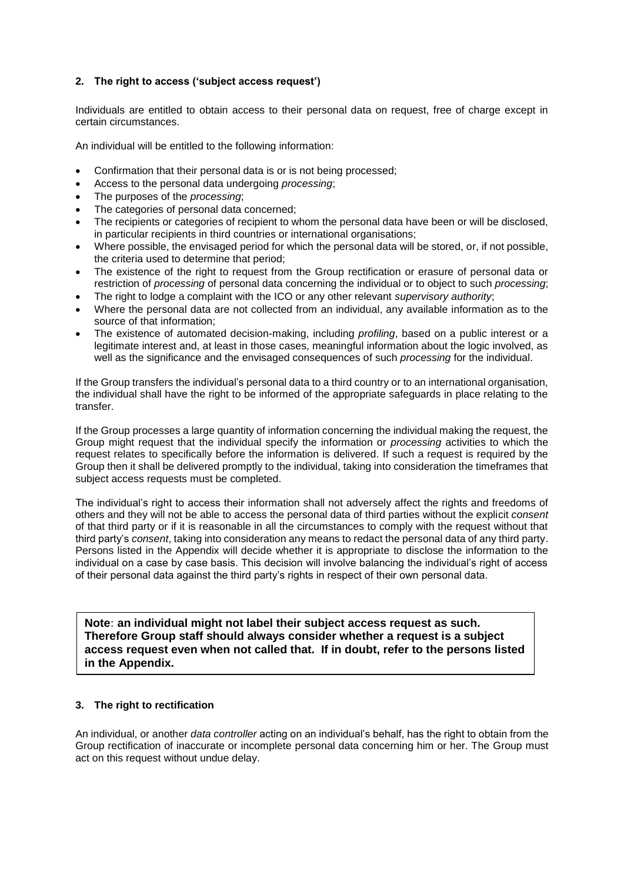## 2. The right to access ('subject access request')

Individuals are entitled to obtain access to their personal data on request, free of charge except in certain circumstances.

An individual will be entitled to the following information:

- Confirmation that their personal data is or is not being processed;
- Access to the personal data undergoing *processing*;
- The purposes of the *processing*;
- The categories of personal data concerned;
- The recipients or categories of recipient to whom the personal data have been or will be disclosed, in particular recipients in third countries or international organisations;
- Where possible, the envisaged period for which the personal data will be stored, or, if not possible, the criteria used to determine that period;
- The existence of the right to request from the Group rectification or erasure of personal data or restriction of *processing* of personal data concerning the individual or to object to such *processing*;
- The right to lodge a complaint with the ICO or any other relevant *supervisory authority*;
- Where the personal data are not collected from an individual, any available information as to the source of that information;
- The existence of automated decision-making, including *profiling*, based on a public interest or a legitimate interest and, at least in those cases, meaningful information about the logic involved, as well as the significance and the envisaged consequences of such *processing* for the individual.

If the Group transfers the individual's personal data to a third country or to an international organisation, the individual shall have the right to be informed of the appropriate safeguards in place relating to the transfer.

If the Group processes a large quantity of information concerning the individual making the request, the Group might request that the individual specify the information or *processing* activities to which the request relates to specifically before the information is delivered. If such a request is required by the Group then it shall be delivered promptly to the individual, taking into consideration the timeframes that subject access requests must be completed.

The individual's right to access their information shall not adversely affect the rights and freedoms of others and they will not be able to access the personal data of third parties without the explicit *consent* of that third party or if it is reasonable in all the circumstances to comply with the request without that third party's *consent*, taking into consideration any means to redact the personal data of any third party. Persons listed in the Appendix will decide whether it is appropriate to disclose the information to the individual on a case by case basis. This decision will involve balancing the individual's right of access of their personal data against the third party's rights in respect of their own personal data.

**Note: an individual might not label their subject access request as such. Therefore Group staff should always consider whether a request is a subject access request even when not called that. If in doubt, refer to the persons listed in the Appendix.**

## 3. The right to rectification

An individual, or another *data controller* acting on an individual's behalf, has the right to obtain from the Group rectification of inaccurate or incomplete personal data concerning him or her. The Group must act on this request without undue delay.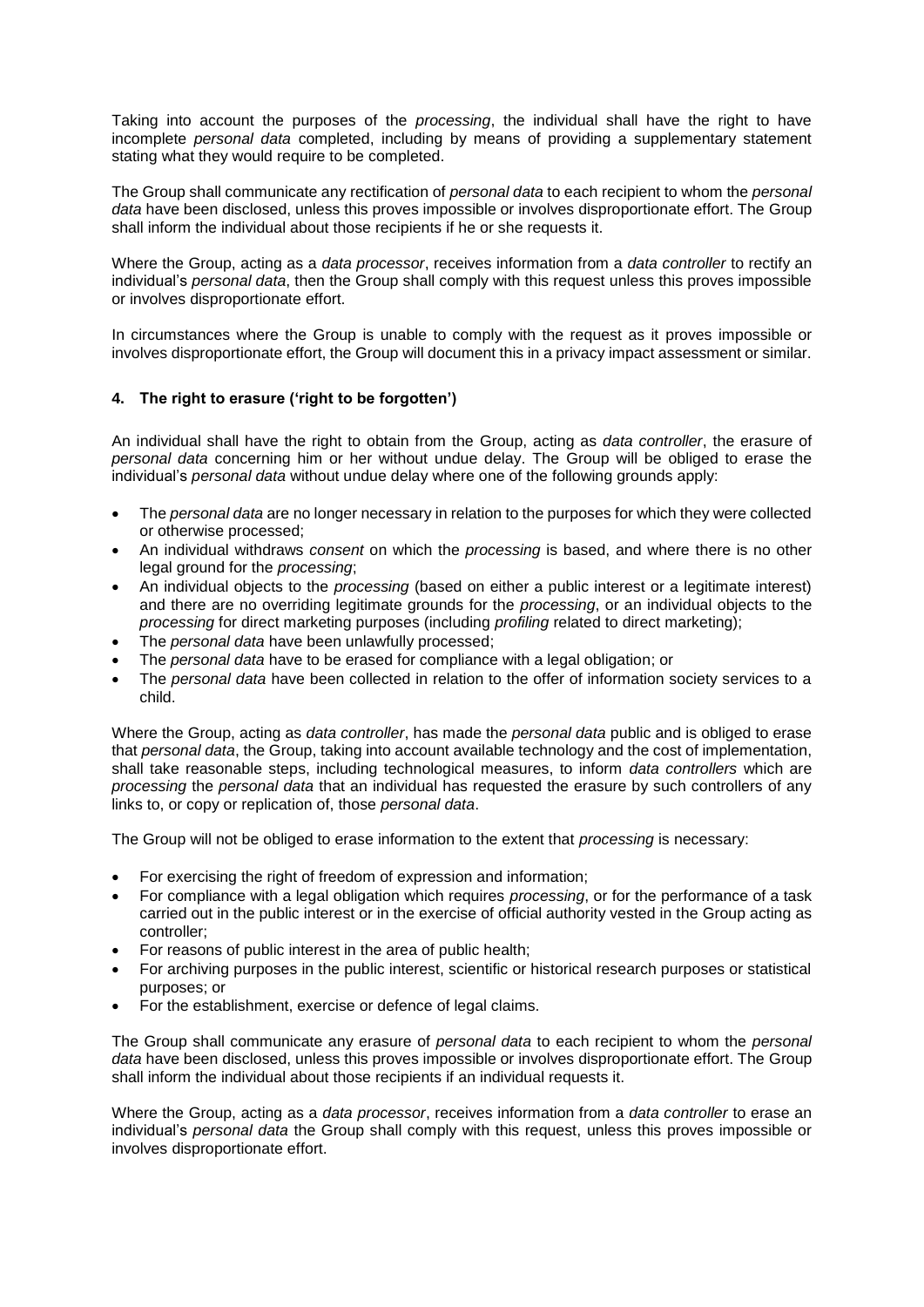Taking into account the purposes of the *processing*, the individual shall have the right to have incomplete *personal data* completed, including by means of providing a supplementary statement stating what they would require to be completed.

The Group shall communicate any rectification of *personal data* to each recipient to whom the *personal data* have been disclosed, unless this proves impossible or involves disproportionate effort. The Group shall inform the individual about those recipients if he or she requests it.

Where the Group, acting as a *data processor*, receives information from a *data controller* to rectify an individual's *personal data*, then the Group shall comply with this request unless this proves impossible or involves disproportionate effort.

In circumstances where the Group is unable to comply with the request as it proves impossible or involves disproportionate effort, the Group will document this in a privacy impact assessment or similar.

#### 4. The right to erasure ('right to be forgotten')

An individual shall have the right to obtain from the Group, acting as *data controller*, the erasure of *personal data* concerning him or her without undue delay. The Group will be obliged to erase the individual's *personal data* without undue delay where one of the following grounds apply:

- The *personal data* are no longer necessary in relation to the purposes for which they were collected or otherwise processed;
- An individual withdraws *consent* on which the *processing* is based, and where there is no other legal ground for the *processing*;
- An individual objects to the *processing* (based on either a public interest or a legitimate interest) and there are no overriding legitimate grounds for the *processing*, or an individual objects to the *processing* for direct marketing purposes (including *profiling* related to direct marketing);
- The *personal data* have been unlawfully processed;
- The *personal data* have to be erased for compliance with a legal obligation; or
- The *personal data* have been collected in relation to the offer of information society services to a child.

Where the Group, acting as *data controller*, has made the *personal data* public and is obliged to erase that *personal data*, the Group, taking into account available technology and the cost of implementation, shall take reasonable steps, including technological measures, to inform *data controllers* which are *processing* the *personal data* that an individual has requested the erasure by such controllers of any links to, or copy or replication of, those *personal data*.

The Group will not be obliged to erase information to the extent that *processing* is necessary:

- For exercising the right of freedom of expression and information;
- For compliance with a legal obligation which requires *processing*, or for the performance of a task carried out in the public interest or in the exercise of official authority vested in the Group acting as controller;
- For reasons of public interest in the area of public health;
- For archiving purposes in the public interest, scientific or historical research purposes or statistical purposes; or
- For the establishment, exercise or defence of legal claims.

The Group shall communicate any erasure of *personal data* to each recipient to whom the *personal data* have been disclosed, unless this proves impossible or involves disproportionate effort. The Group shall inform the individual about those recipients if an individual requests it.

Where the Group, acting as a *data processor*, receives information from a *data controller* to erase an individual's *personal data* the Group shall comply with this request, unless this proves impossible or involves disproportionate effort.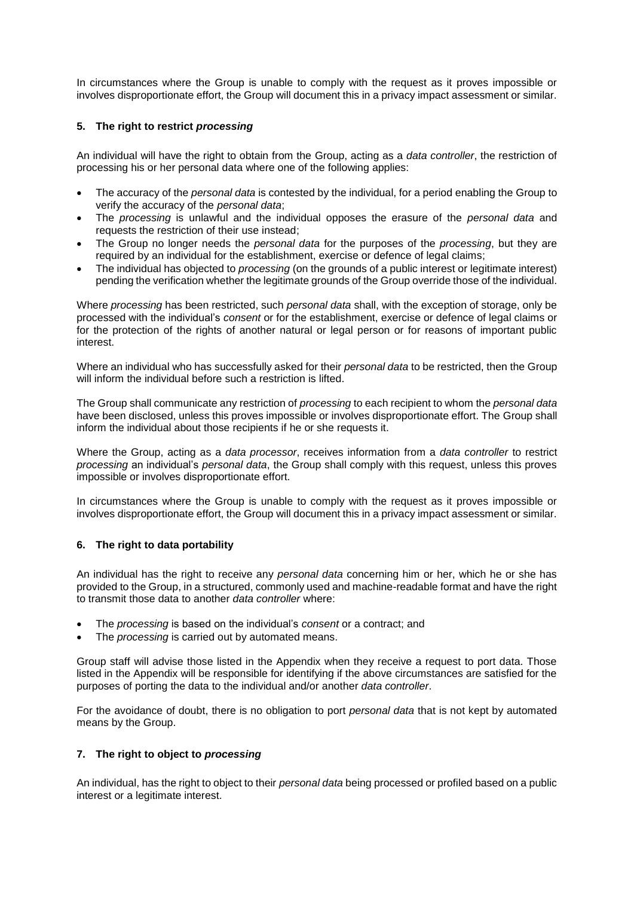In circumstances where the Group is unable to comply with the request as it proves impossible or involves disproportionate effort, the Group will document this in a privacy impact assessment or similar.

## 5. The right to restrict *processing*

An individual will have the right to obtain from the Group, acting as a *data controller*, the restriction of processing his or her personal data where one of the following applies:

- The accuracy of the *personal data* is contested by the individual, for a period enabling the Group to verify the accuracy of the *personal data*;
- The *processing* is unlawful and the individual opposes the erasure of the *personal data* and requests the restriction of their use instead;
- The Group no longer needs the *personal data* for the purposes of the *processing*, but they are required by an individual for the establishment, exercise or defence of legal claims;
- The individual has objected to *processing* (on the grounds of a public interest or legitimate interest) pending the verification whether the legitimate grounds of the Group override those of the individual.

Where *processing* has been restricted, such *personal data* shall, with the exception of storage, only be processed with the individual's *consent* or for the establishment, exercise or defence of legal claims or for the protection of the rights of another natural or legal person or for reasons of important public interest.

Where an individual who has successfully asked for their *personal data* to be restricted, then the Group will inform the individual before such a restriction is lifted.

The Group shall communicate any restriction of *processing* to each recipient to whom the *personal data* have been disclosed, unless this proves impossible or involves disproportionate effort. The Group shall inform the individual about those recipients if he or she requests it.

Where the Group, acting as a *data processor*, receives information from a *data controller* to restrict *processing* an individual's *personal data*, the Group shall comply with this request, unless this proves impossible or involves disproportionate effort.

In circumstances where the Group is unable to comply with the request as it proves impossible or involves disproportionate effort, the Group will document this in a privacy impact assessment or similar.

## 6. The right to data portability

An individual has the right to receive any *personal data* concerning him or her, which he or she has provided to the Group, in a structured, commonly used and machine-readable format and have the right to transmit those data to another *data controller* where:

- The *processing* is based on the individual's *consent* or a contract; and
- The *processing* is carried out by automated means.

Group staff will advise those listed in the Appendix when they receive a request to port data. Those listed in the Appendix will be responsible for identifying if the above circumstances are satisfied for the purposes of porting the data to the individual and/or another *data controller*.

For the avoidance of doubt, there is no obligation to port *personal data* that is not kept by automated means by the Group.

## 7. The right to object to *processing*

An individual, has the right to object to their *personal data* being processed or profiled based on a public interest or a legitimate interest.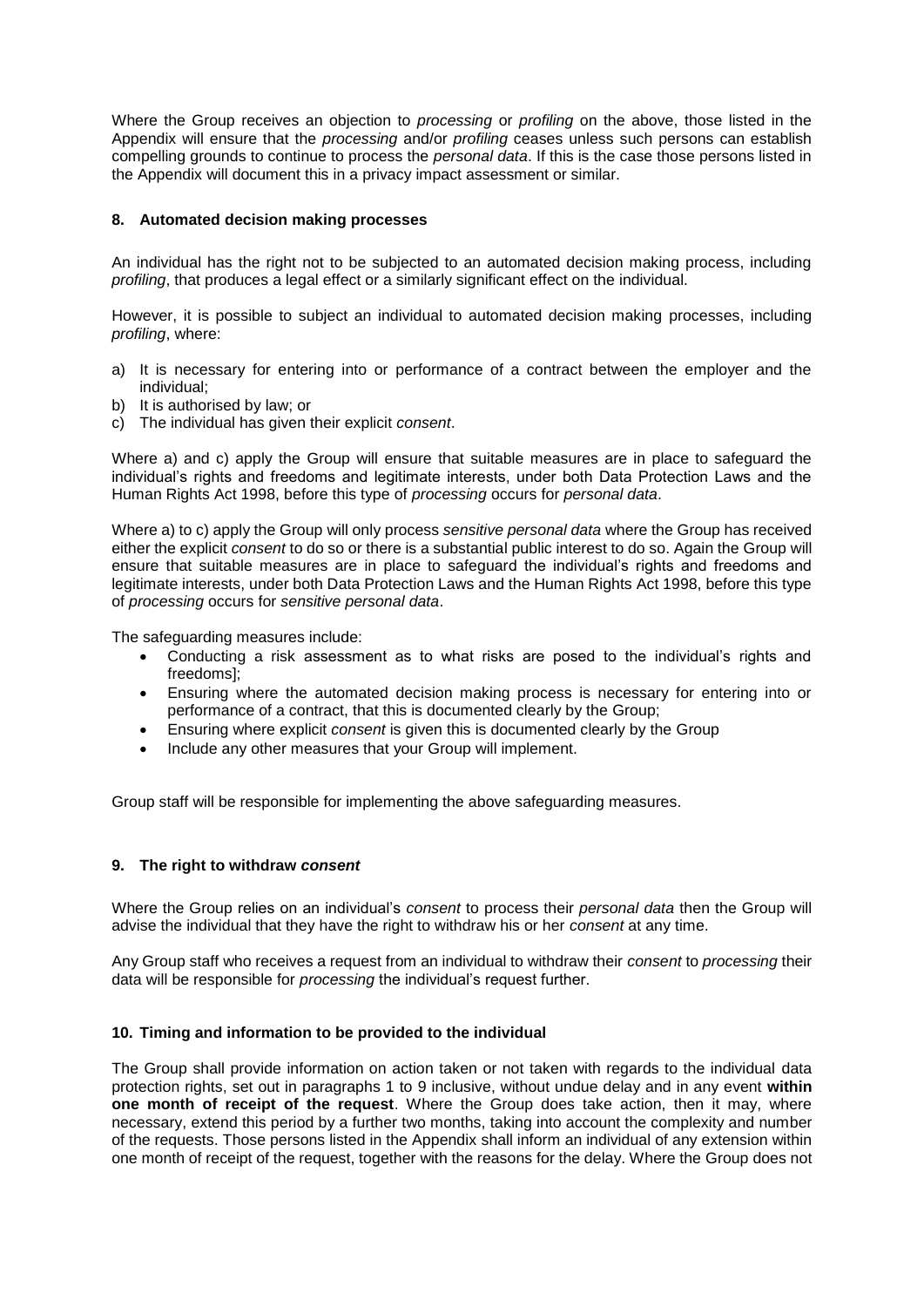Where the Group receives an objection to *processing* or *profiling* on the above, those listed in the Appendix will ensure that the *processing* and/or *profiling* ceases unless such persons can establish compelling grounds to continue to process the *personal data*. If this is the case those persons listed in the Appendix will document this in a privacy impact assessment or similar.

## 8. Automated decision making processes

An individual has the right not to be subjected to an automated decision making process, including *profiling*, that produces a legal effect or a similarly significant effect on the individual.

However, it is possible to subject an individual to automated decision making processes, including *profiling*, where:

a) It is necessary for entering into or performance of a contract between the employer and the individual;
b) It is authorised by law; or
c) The individual has given their explicit *consent*.

Where a) and c) apply the Group will ensure that suitable measures are in place to safeguard the individual's rights and freedoms and legitimate interests, under both Data Protection Laws and the Human Rights Act 1998, before this type of *processing* occurs for *personal data*.

Where a) to c) apply the Group will only process *sensitive personal data* where the Group has received either the explicit *consent* to do so or there is a substantial public interest to do so. Again the Group will ensure that suitable measures are in place to safeguard the individual's rights and freedoms and legitimate interests, under both Data Protection Laws and the Human Rights Act 1998, before this type of *processing* occurs for *sensitive personal data*.

The safeguarding measures include:

- Conducting a risk assessment as to what risks are posed to the individual's rights and freedoms];
- Ensuring where the automated decision making process is necessary for entering into or performance of a contract, that this is documented clearly by the Group;
- Ensuring where explicit *consent* is given this is documented clearly by the Group
- Include any other measures that your Group will implement.

Group staff will be responsible for implementing the above safeguarding measures.

## 9. The right to withdraw *consent*

Where the Group relies on an individual's *consent* to process their *personal data* then the Group will advise the individual that they have the right to withdraw his or her *consent* at any time.

Any Group staff who receives a request from an individual to withdraw their *consent* to *processing* their data will be responsible for *processing* the individual's request further.

## 10. Timing and information to be provided to the individual

The Group shall provide information on action taken or not taken with regards to the individual data protection rights, set out in paragraphs 1 to 9 inclusive, without undue delay and in any event **within one month of receipt of the request**. Where the Group does take action, then it may, where necessary, extend this period by a further two months, taking into account the complexity and number of the requests. Those persons listed in the Appendix shall inform an individual of any extension within one month of receipt of the request, together with the reasons for the delay. Where the Group does not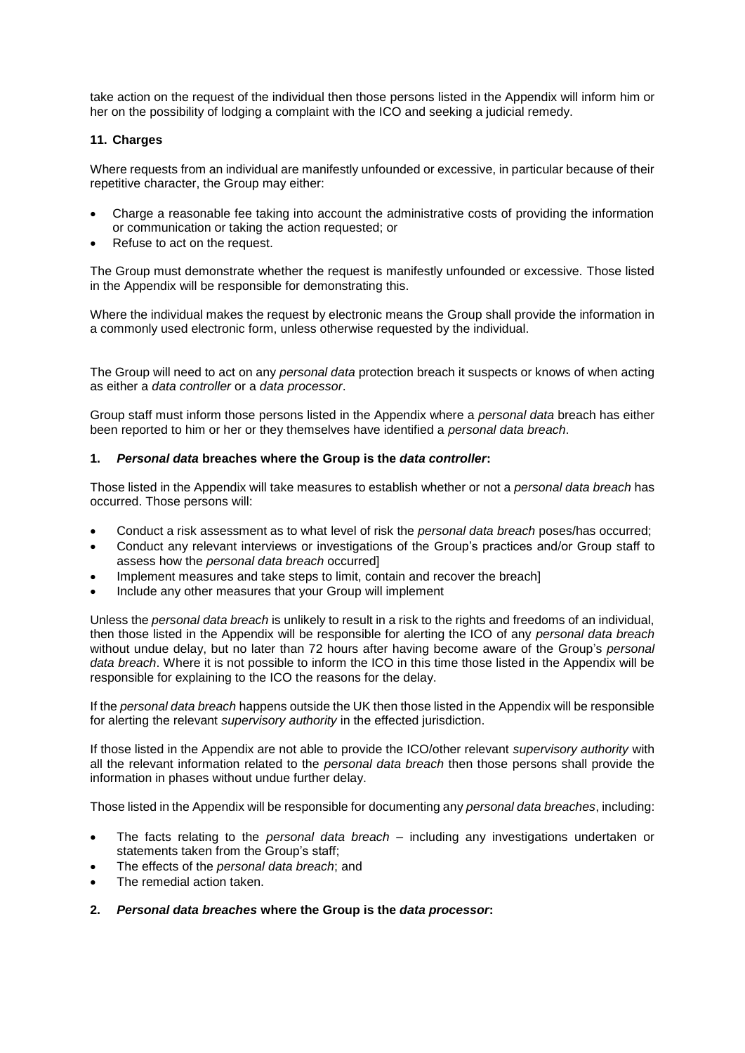take action on the request of the individual then those persons listed in the Appendix will inform him or her on the possibility of lodging a complaint with the ICO and seeking a judicial remedy.

### 11. Charges

Where requests from an individual are manifestly unfounded or excessive, in particular because of their repetitive character, the Group may either:

- Charge a reasonable fee taking into account the administrative costs of providing the information or communication or taking the action requested; or
- Refuse to act on the request.

The Group must demonstrate whether the request is manifestly unfounded or excessive. Those listed in the Appendix will be responsible for demonstrating this.

Where the individual makes the request by electronic means the Group shall provide the information in a commonly used electronic form, unless otherwise requested by the individual.

The Group will need to act on any *personal data* protection breach it suspects or knows of when acting as either a *data controller* or a *data processor*.

Group staff must inform those persons listed in the Appendix where a *personal data* breach has either been reported to him or her or they themselves have identified a *personal data breach*.

### 1. *Personal data* breaches where the Group is the *data controller*:

Those listed in the Appendix will take measures to establish whether or not a *personal data breach* has occurred. Those persons will:

- Conduct a risk assessment as to what level of risk the *personal data breach* poses/has occurred;
- Conduct any relevant interviews or investigations of the Group's practices and/or Group staff to assess how the *personal data breach* occurred]
- Implement measures and take steps to limit, contain and recover the breach]
- Include any other measures that your Group will implement

Unless the *personal data breach* is unlikely to result in a risk to the rights and freedoms of an individual, then those listed in the Appendix will be responsible for alerting the ICO of any *personal data breach* without undue delay, but no later than 72 hours after having become aware of the Group's *personal data breach*. Where it is not possible to inform the ICO in this time those listed in the Appendix will be responsible for explaining to the ICO the reasons for the delay.

If the *personal data breach* happens outside the UK then those listed in the Appendix will be responsible for alerting the relevant *supervisory authority* in the effected jurisdiction.

If those listed in the Appendix are not able to provide the ICO/other relevant *supervisory authority* with all the relevant information related to the *personal data breach* then those persons shall provide the information in phases without undue further delay.

Those listed in the Appendix will be responsible for documenting any *personal data breaches*, including:

- The facts relating to the *personal data breach* – including any investigations undertaken or statements taken from the Group's staff;
- The effects of the *personal data breach*; and
- The remedial action taken.

### 2. *Personal data breaches* where the Group is the *data processor*: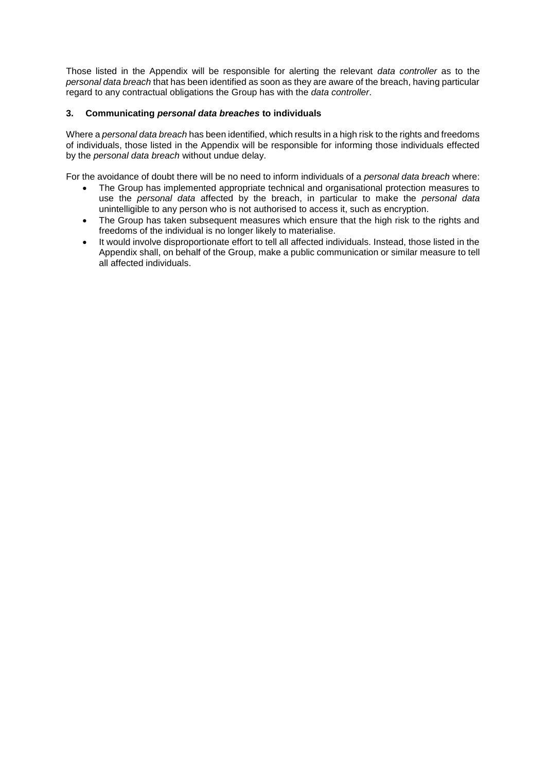Those listed in the Appendix will be responsible for alerting the relevant *data controller* as to the *personal data breach* that has been identified as soon as they are aware of the breach, having particular regard to any contractual obligations the Group has with the *data controller*.

### 3. Communicating ***personal data breaches*** to individuals

Where a *personal data breach* has been identified, which results in a high risk to the rights and freedoms of individuals, those listed in the Appendix will be responsible for informing those individuals effected by the *personal data breach* without undue delay.

For the avoidance of doubt there will be no need to inform individuals of a *personal data breach* where:

- The Group has implemented appropriate technical and organisational protection measures to use the *personal data* affected by the breach, in particular to make the *personal data* unintelligible to any person who is not authorised to access it, such as encryption.
- The Group has taken subsequent measures which ensure that the high risk to the rights and freedoms of the individual is no longer likely to materialise.
- It would involve disproportionate effort to tell all affected individuals. Instead, those listed in the Appendix shall, on behalf of the Group, make a public communication or similar measure to tell all affected individuals.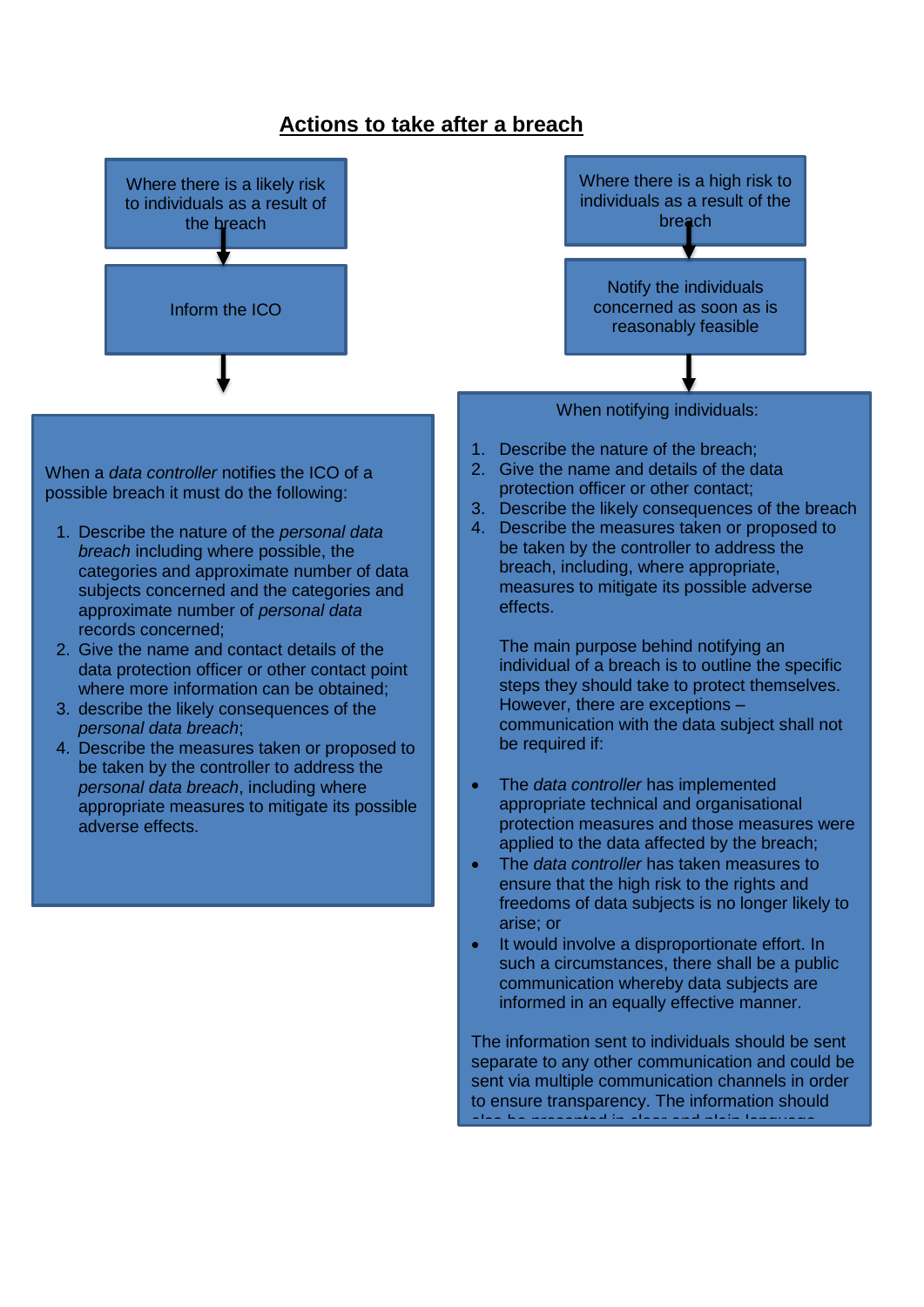## Actions to take after a breach

Where there is a likely risk to individuals as a result of the breach

Inform the ICO

When a *data controller* notifies the ICO of a possible breach it must do the following:

1. Describe the nature of the *personal data breach* including where possible, the categories and approximate number of data subjects concerned and the categories and approximate number of *personal data* records concerned;
2. Give the name and contact details of the data protection officer or other contact point where more information can be obtained;
3. describe the likely consequences of the *personal data breach*;
4. Describe the measures taken or proposed to be taken by the controller to address the *personal data breach*, including where appropriate measures to mitigate its possible adverse effects.

Where there is a high risk to individuals as a result of the breach

Notify the individuals concerned as soon as is reasonably feasible

When notifying individuals:

1. Describe the nature of the breach;
2. Give the name and details of the data protection officer or other contact;
3. Describe the likely consequences of the breach
4. Describe the measures taken or proposed to be taken by the controller to address the breach, including, where appropriate, measures to mitigate its possible adverse effects.

   The main purpose behind notifying an individual of a breach is to outline the specific steps they should take to protect themselves. However, there are exceptions – communication with the data subject shall not be required if:

- The *data controller* has implemented appropriate technical and organisational protection measures and those measures were applied to the data affected by the breach;
- The *data controller* has taken measures to ensure that the high risk to the rights and freedoms of data subjects is no longer likely to arise; or
- It would involve a disproportionate effort. In such a circumstances, there shall be a public communication whereby data subjects are informed in an equally effective manner.

The information sent to individuals should be sent separate to any other communication and could be sent via multiple communication channels in order to ensure transparency. The information should also be presented in clear and plain language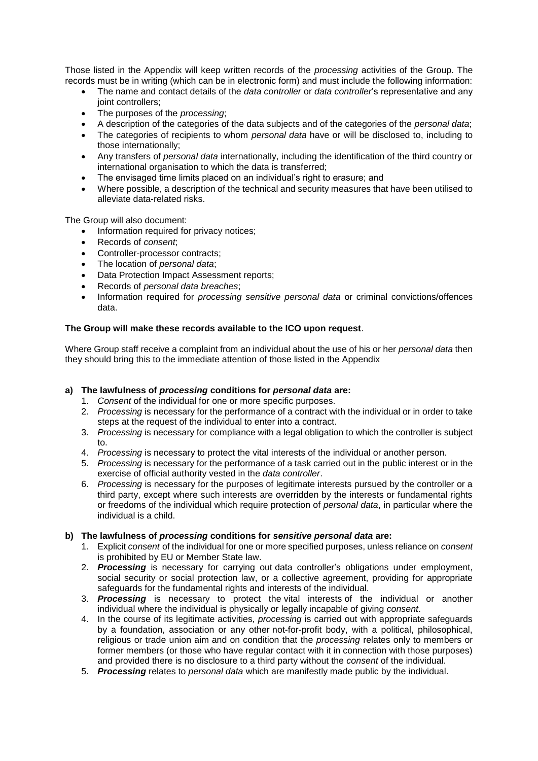Those listed in the Appendix will keep written records of the *processing* activities of the Group. The records must be in writing (which can be in electronic form) and must include the following information:

- The name and contact details of the *data controller* or *data controller*'s representative and any joint controllers;
- The purposes of the *processing*;
- A description of the categories of the data subjects and of the categories of the *personal data*;
- The categories of recipients to whom *personal data* have or will be disclosed to, including to those internationally;
- Any transfers of *personal data* internationally, including the identification of the third country or international organisation to which the data is transferred;
- The envisaged time limits placed on an individual's right to erasure; and
- Where possible, a description of the technical and security measures that have been utilised to alleviate data-related risks.

The Group will also document:

- Information required for privacy notices;
- Records of *consent*;
- Controller-processor contracts;
- The location of *personal data*;
- Data Protection Impact Assessment reports;
- Records of *personal data breaches*;
- Information required for *processing sensitive personal data* or criminal convictions/offences data.

**The Group will make these records available to the ICO upon request**.

Where Group staff receive a complaint from an individual about the use of his or her *personal data* then they should bring this to the immediate attention of those listed in the Appendix

**a) The lawfulness of *processing* conditions for *personal data* are:**

1. *Consent* of the individual for one or more specific purposes.
2. *Processing* is necessary for the performance of a contract with the individual or in order to take steps at the request of the individual to enter into a contract.
3. *Processing* is necessary for compliance with a legal obligation to which the controller is subject to.
4. *Processing* is necessary to protect the vital interests of the individual or another person.
5. *Processing* is necessary for the performance of a task carried out in the public interest or in the exercise of official authority vested in the *data controller*.
6. *Processing* is necessary for the purposes of legitimate interests pursued by the controller or a third party, except where such interests are overridden by the interests or fundamental rights or freedoms of the individual which require protection of *personal data*, in particular where the individual is a child.

**b) The lawfulness of *processing* conditions for *sensitive personal data* are:**

1. Explicit *consent* of the individual for one or more specified purposes, unless reliance on *consent* is prohibited by EU or Member State law.
2. ***Processing*** is necessary for carrying out data controller's obligations under employment, social security or social protection law, or a collective agreement, providing for appropriate safeguards for the fundamental rights and interests of the individual.
3. ***Processing*** is necessary to protect the vital interests of the individual or another individual where the individual is physically or legally incapable of giving *consent*.
4. In the course of its legitimate activities*, processing* is carried out with appropriate safeguards by a foundation, association or any other not-for-profit body, with a political, philosophical, religious or trade union aim and on condition that the *processing* relates only to members or former members (or those who have regular contact with it in connection with those purposes) and provided there is no disclosure to a third party without the *consent* of the individual.
5. ***Processing*** relates to *personal data* which are manifestly made public by the individual.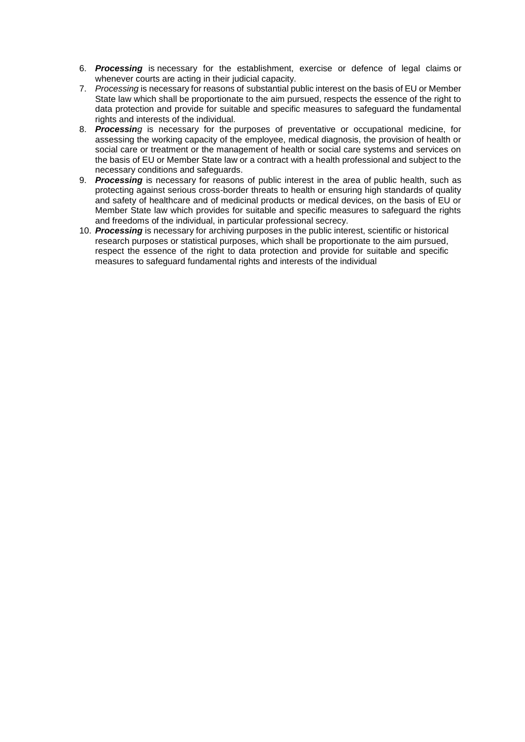6. ***Processing*** is necessary for the establishment, exercise or defence of legal claims or whenever courts are acting in their judicial capacity.
7. *Processing* is necessary for reasons of substantial public interest on the basis of EU or Member State law which shall be proportionate to the aim pursued, respects the essence of the right to data protection and provide for suitable and specific measures to safeguard the fundamental rights and interests of the individual.
8. ***Processin****g* is necessary for the purposes of preventative or occupational medicine, for assessing the working capacity of the employee, medical diagnosis, the provision of health or social care or treatment or the management of health or social care systems and services on the basis of EU or Member State law or a contract with a health professional and subject to the necessary conditions and safeguards.
9. ***Processing*** is necessary for reasons of public interest in the area of public health, such as protecting against serious cross-border threats to health or ensuring high standards of quality and safety of healthcare and of medicinal products or medical devices, on the basis of EU or Member State law which provides for suitable and specific measures to safeguard the rights and freedoms of the individual, in particular professional secrecy.
10. ***Processing*** is necessary for archiving purposes in the public interest, scientific or historical research purposes or statistical purposes, which shall be proportionate to the aim pursued, respect the essence of the right to data protection and provide for suitable and specific measures to safeguard fundamental rights and interests of the individual